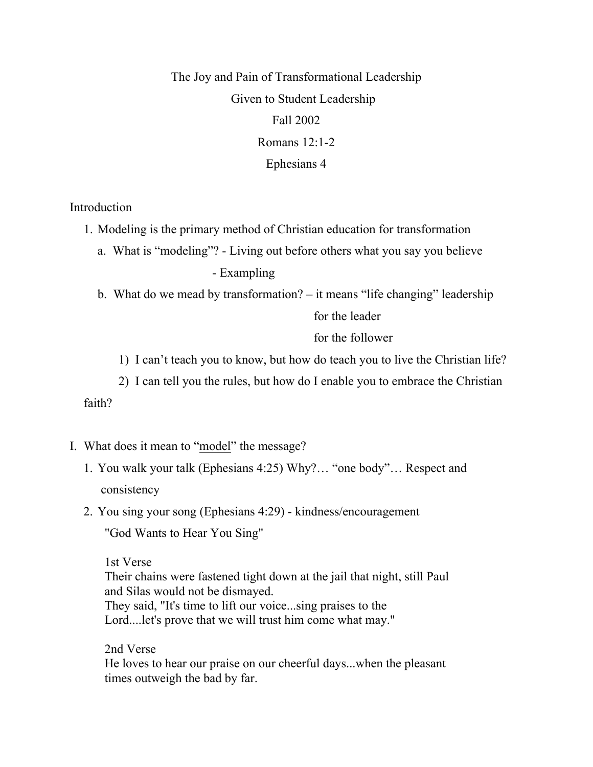# The Joy and Pain of Transformational Leadership

Given to Student Leadership

Fall 2002

Romans 12:1-2

Ephesians 4

## Introduction

1. Modeling is the primary method of Christian education for transformation
   a. What is "modeling"? - Living out before others what you say you believe
      - Exampling
   b. What do we mead by transformation? – it means "life changing" leadership
      for the leader
      for the follower
      1) I can't teach you to know, but how do teach you to live the Christian life?
      2) I can tell you the rules, but how do I enable you to embrace the Christian faith?

## I. What does it mean to "<u>model</u>" the message?

1. You walk your talk (Ephesians 4:25) Why?… "one body"… Respect and consistency
2. You sing your song (Ephesians 4:29) - kindness/encouragement

   "God Wants to Hear You Sing"

   1st Verse
   Their chains were fastened tight down at the jail that night, still Paul and Silas would not be dismayed.
   They said, "It's time to lift our voice...sing praises to the Lord....let's prove that we will trust him come what may."

   2nd Verse
   He loves to hear our praise on our cheerful days...when the pleasant times outweigh the bad by far.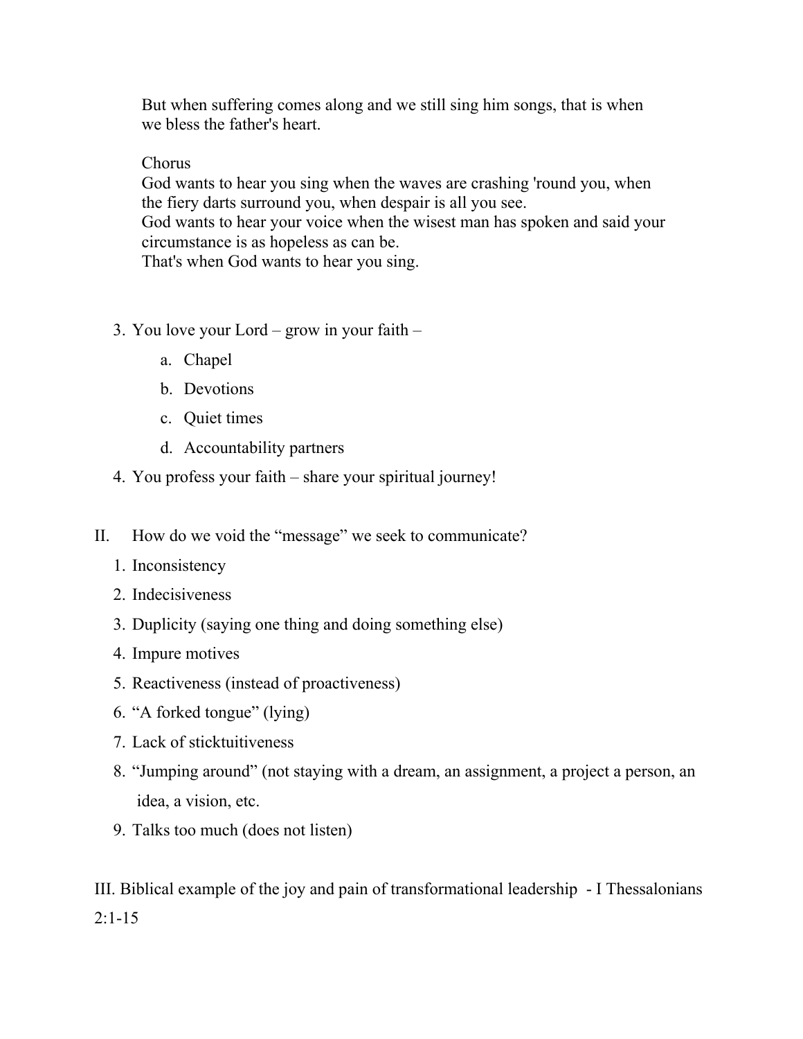But when suffering comes along and we still sing him songs, that is when we bless the father's heart.

Chorus
God wants to hear you sing when the waves are crashing 'round you, when the fiery darts surround you, when despair is all you see.
God wants to hear your voice when the wisest man has spoken and said your circumstance is as hopeless as can be.
That's when God wants to hear you sing.

3. You love your Lord – grow in your faith –
    a. Chapel
    b. Devotions
    c. Quiet times
    d. Accountability partners
4. You profess your faith – share your spiritual journey!

II. How do we void the "message" we seek to communicate?

1. Inconsistency
2. Indecisiveness
3. Duplicity (saying one thing and doing something else)
4. Impure motives
5. Reactiveness (instead of proactiveness)
6. "A forked tongue" (lying)
7. Lack of sticktuitiveness
8. "Jumping around" (not staying with a dream, an assignment, a project a person, an idea, a vision, etc.
9. Talks too much (does not listen)

III. Biblical example of the joy and pain of transformational leadership - I Thessalonians 2:1-15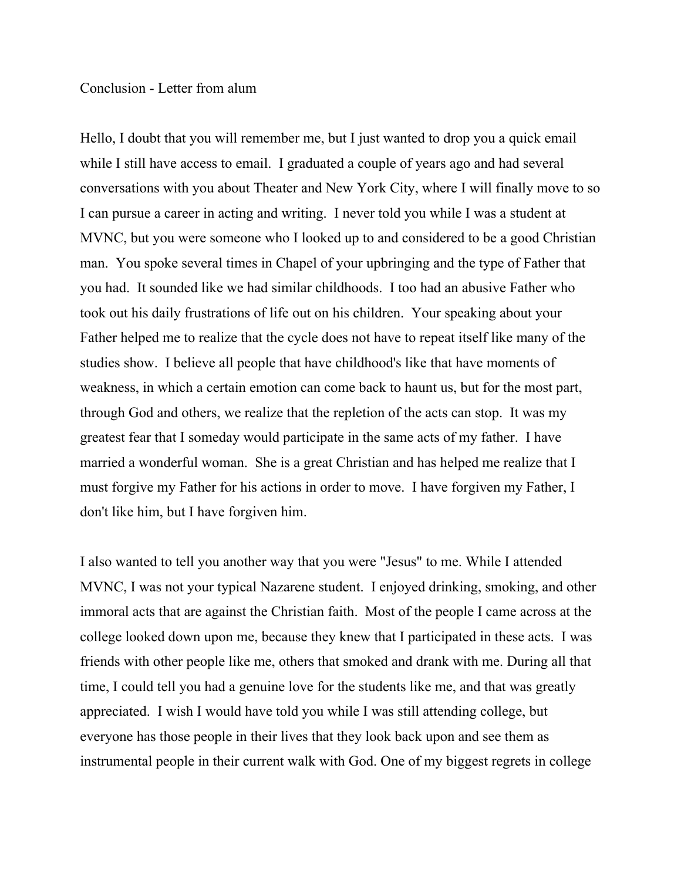Conclusion - Letter from alum

Hello, I doubt that you will remember me, but I just wanted to drop you a quick email while I still have access to email. I graduated a couple of years ago and had several conversations with you about Theater and New York City, where I will finally move to so I can pursue a career in acting and writing. I never told you while I was a student at MVNC, but you were someone who I looked up to and considered to be a good Christian man. You spoke several times in Chapel of your upbringing and the type of Father that you had. It sounded like we had similar childhoods. I too had an abusive Father who took out his daily frustrations of life out on his children. Your speaking about your Father helped me to realize that the cycle does not have to repeat itself like many of the studies show. I believe all people that have childhood's like that have moments of weakness, in which a certain emotion can come back to haunt us, but for the most part, through God and others, we realize that the repletion of the acts can stop. It was my greatest fear that I someday would participate in the same acts of my father. I have married a wonderful woman. She is a great Christian and has helped me realize that I must forgive my Father for his actions in order to move. I have forgiven my Father, I don't like him, but I have forgiven him.

I also wanted to tell you another way that you were "Jesus" to me. While I attended MVNC, I was not your typical Nazarene student. I enjoyed drinking, smoking, and other immoral acts that are against the Christian faith. Most of the people I came across at the college looked down upon me, because they knew that I participated in these acts. I was friends with other people like me, others that smoked and drank with me. During all that time, I could tell you had a genuine love for the students like me, and that was greatly appreciated. I wish I would have told you while I was still attending college, but everyone has those people in their lives that they look back upon and see them as instrumental people in their current walk with God. One of my biggest regrets in college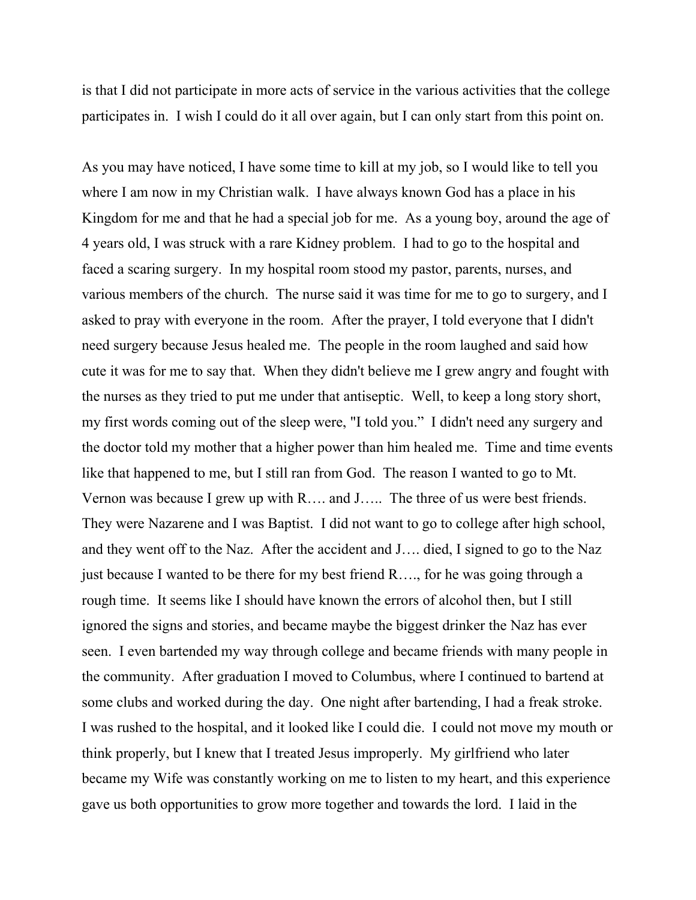is that I did not participate in more acts of service in the various activities that the college participates in. I wish I could do it all over again, but I can only start from this point on.

As you may have noticed, I have some time to kill at my job, so I would like to tell you where I am now in my Christian walk. I have always known God has a place in his Kingdom for me and that he had a special job for me. As a young boy, around the age of 4 years old, I was struck with a rare Kidney problem. I had to go to the hospital and faced a scaring surgery. In my hospital room stood my pastor, parents, nurses, and various members of the church. The nurse said it was time for me to go to surgery, and I asked to pray with everyone in the room. After the prayer, I told everyone that I didn't need surgery because Jesus healed me. The people in the room laughed and said how cute it was for me to say that. When they didn't believe me I grew angry and fought with the nurses as they tried to put me under that antiseptic. Well, to keep a long story short, my first words coming out of the sleep were, "I told you." I didn't need any surgery and the doctor told my mother that a higher power than him healed me. Time and time events like that happened to me, but I still ran from God. The reason I wanted to go to Mt. Vernon was because I grew up with R…. and J….. The three of us were best friends. They were Nazarene and I was Baptist. I did not want to go to college after high school, and they went off to the Naz. After the accident and J…. died, I signed to go to the Naz just because I wanted to be there for my best friend R…., for he was going through a rough time. It seems like I should have known the errors of alcohol then, but I still ignored the signs and stories, and became maybe the biggest drinker the Naz has ever seen. I even bartended my way through college and became friends with many people in the community. After graduation I moved to Columbus, where I continued to bartend at some clubs and worked during the day. One night after bartending, I had a freak stroke. I was rushed to the hospital, and it looked like I could die. I could not move my mouth or think properly, but I knew that I treated Jesus improperly. My girlfriend who later became my Wife was constantly working on me to listen to my heart, and this experience gave us both opportunities to grow more together and towards the lord. I laid in the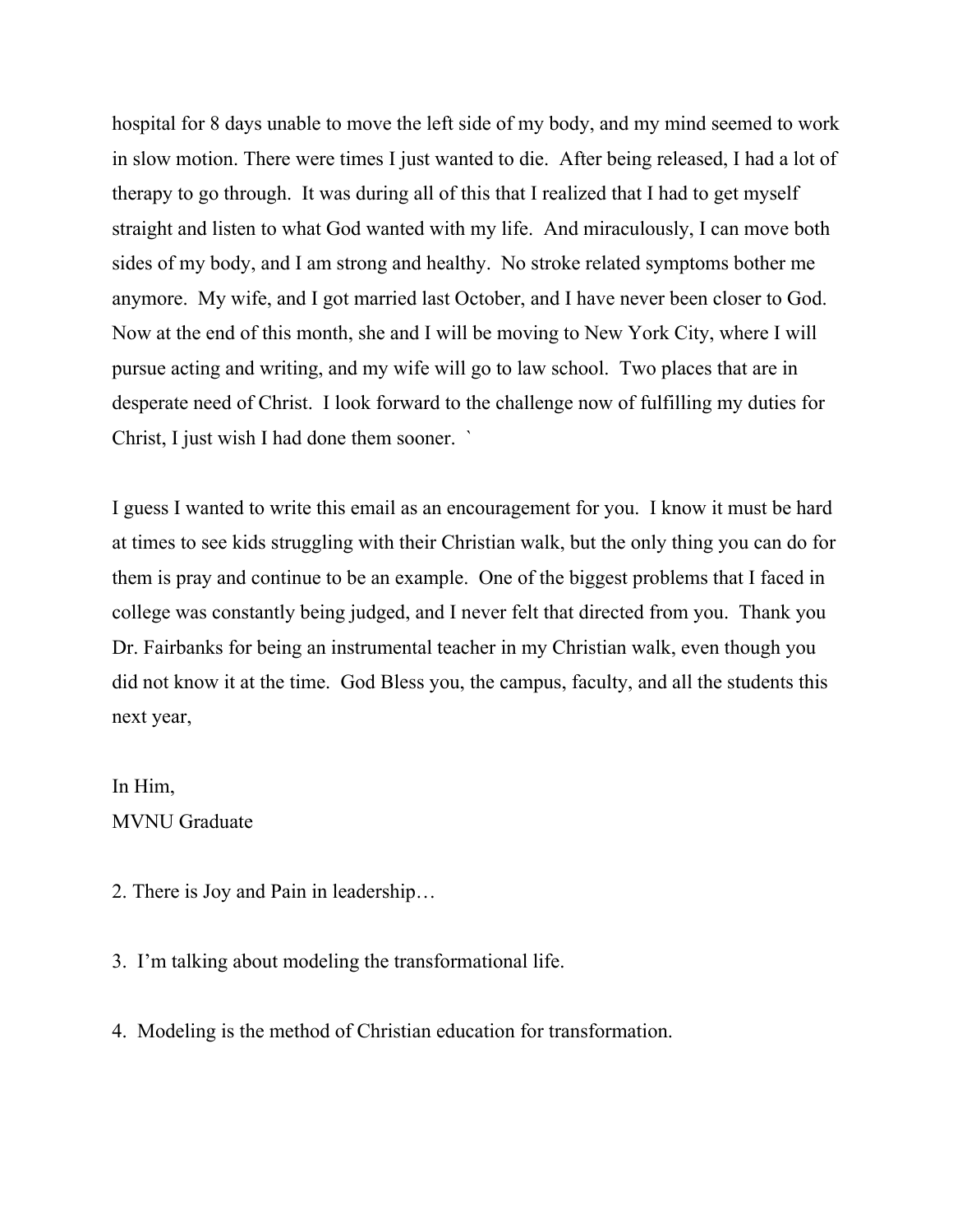hospital for 8 days unable to move the left side of my body, and my mind seemed to work in slow motion. There were times I just wanted to die. After being released, I had a lot of therapy to go through. It was during all of this that I realized that I had to get myself straight and listen to what God wanted with my life. And miraculously, I can move both sides of my body, and I am strong and healthy. No stroke related symptoms bother me anymore. My wife, and I got married last October, and I have never been closer to God. Now at the end of this month, she and I will be moving to New York City, where I will pursue acting and writing, and my wife will go to law school. Two places that are in desperate need of Christ. I look forward to the challenge now of fulfilling my duties for Christ, I just wish I had done them sooner. `

I guess I wanted to write this email as an encouragement for you. I know it must be hard at times to see kids struggling with their Christian walk, but the only thing you can do for them is pray and continue to be an example. One of the biggest problems that I faced in college was constantly being judged, and I never felt that directed from you. Thank you Dr. Fairbanks for being an instrumental teacher in my Christian walk, even though you did not know it at the time. God Bless you, the campus, faculty, and all the students this next year,

In Him,
MVNU Graduate

2. There is Joy and Pain in leadership…

3. I'm talking about modeling the transformational life.

4. Modeling is the method of Christian education for transformation.